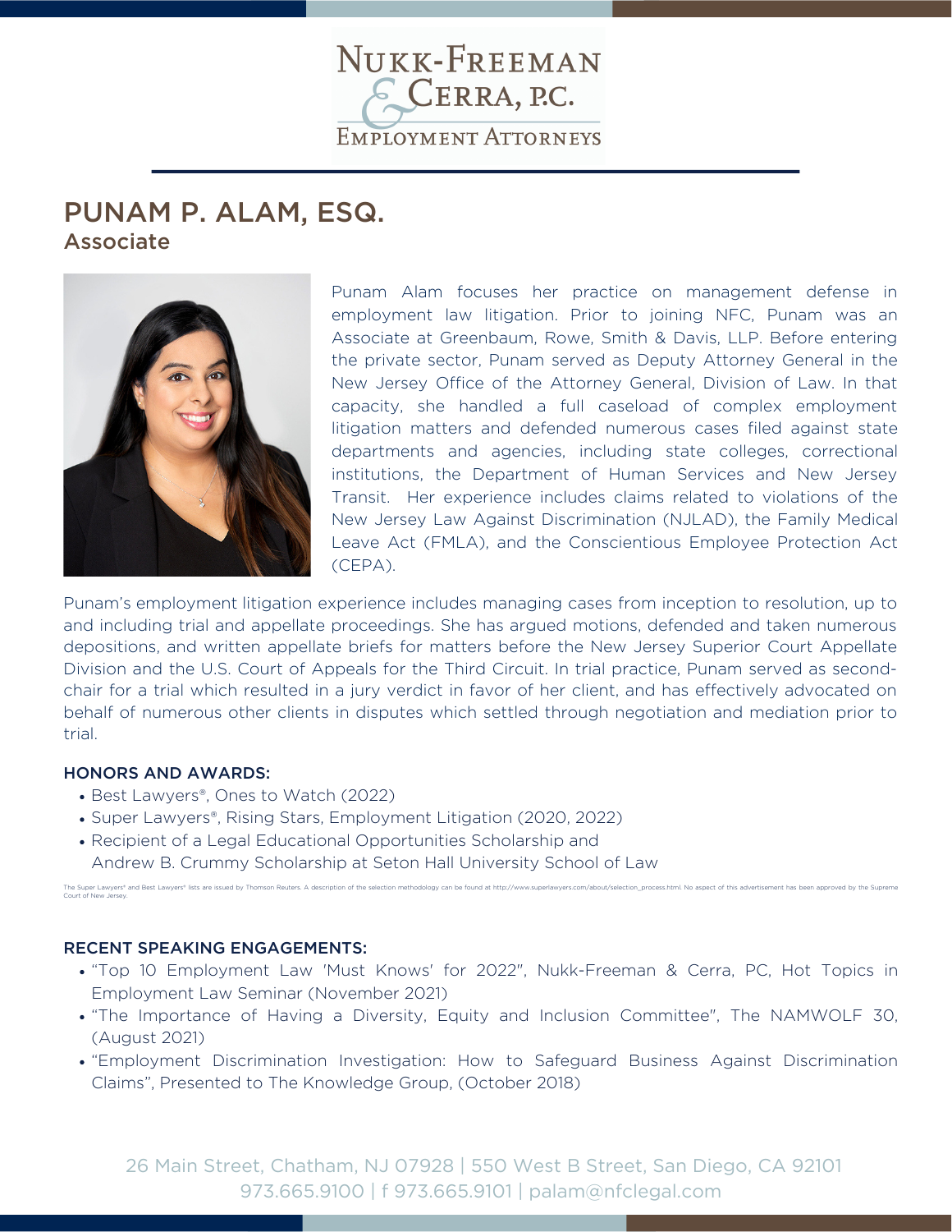# PUNAM P. ALAM, ESQ.

## Associate

Punam Alam focuses her practice on management defense in employment law litigation. Prior to joining NFC, Punam was an Associate at Greenbaum, Rowe, Smith & Davis, LLP. Before entering the private sector, Punam served as Deputy Attorney General in the New Jersey Office of the Attorney General, Division of Law. In that capacity, she handled a full caseload of complex employment litigation matters and defended numerous cases filed against state departments and agencies, including state colleges, correctional institutions, the Department of Human Services and New Jersey Transit. Her experience includes claims related to violations of the New Jersey Law Against Discrimination (NJLAD), the Family Medical Leave Act (FMLA), and the Conscientious Employee Protection Act (CEPA).

Punam's employment litigation experience includes managing cases from inception to resolution, up to and including trial and appellate proceedings. She has argued motions, defended and taken numerous depositions, and written appellate briefs for matters before the New Jersey Superior Court Appellate Division and the U.S. Court of Appeals for the Third Circuit. In trial practice, Punam served as second-chair for a trial which resulted in a jury verdict in favor of her client, and has effectively advocated on behalf of numerous other clients in disputes which settled through negotiation and mediation prior to trial.

### HONORS AND AWARDS:

- Best Lawyers®, Ones to Watch (2022)
- Super Lawyers®, Rising Stars, Employment Litigation (2020, 2022)
- Recipient of a Legal Educational Opportunities Scholarship and Andrew B. Crummy Scholarship at Seton Hall University School of Law

The Super Lawyers® and Best Lawyers® lists are issued by Thomson Reuters. A description of the selection methodology can be found at http://www.superlawyers.com/about/selection_process.html. No aspect of this advertisement has been approved by the Supreme Court of New Jersey.

### RECENT SPEAKING ENGAGEMENTS:

- "Top 10 Employment Law 'Must Knows' for 2022", Nukk-Freeman & Cerra, PC, Hot Topics in Employment Law Seminar (November 2021)
- "The Importance of Having a Diversity, Equity and Inclusion Committee", The NAMWOLF 30, (August 2021)
- "Employment Discrimination Investigation: How to Safeguard Business Against Discrimination Claims", Presented to The Knowledge Group, (October 2018)

26 Main Street, Chatham, NJ 07928 | 550 West B Street, San Diego, CA 92101
973.665.9100 | f 973.665.9101 | palam@nfclegal.com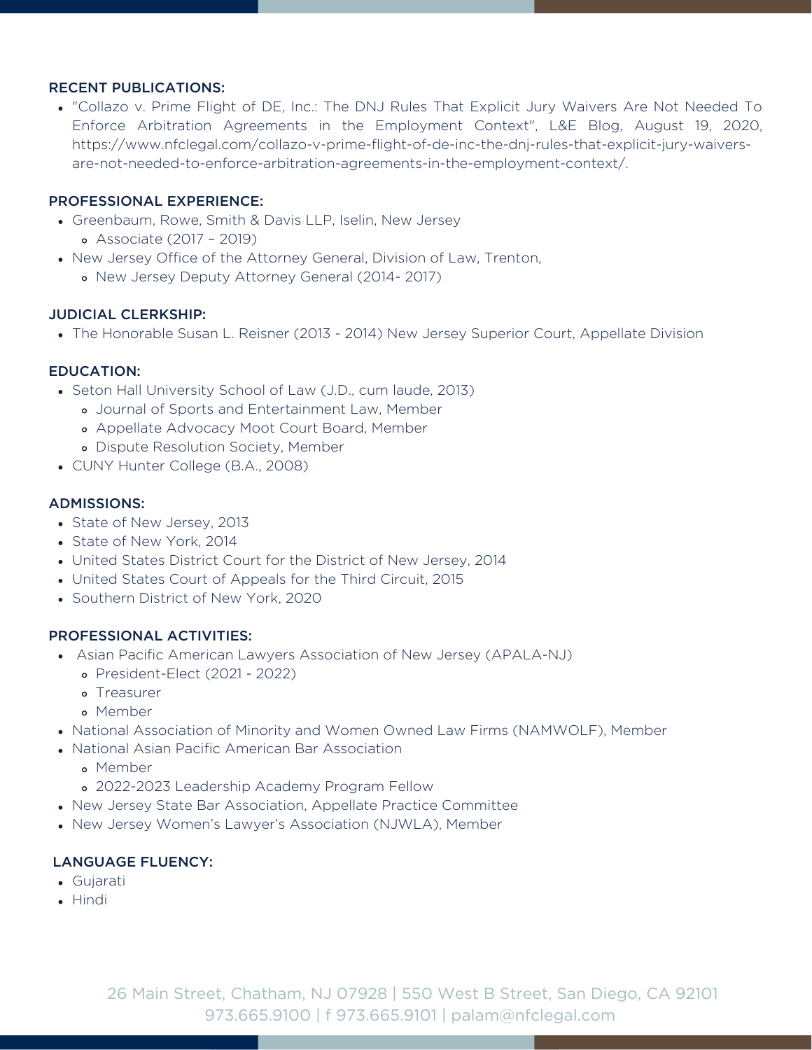## RECENT PUBLICATIONS:

- "Collazo v. Prime Flight of DE, Inc.: The DNJ Rules That Explicit Jury Waivers Are Not Needed To Enforce Arbitration Agreements in the Employment Context", L&E Blog, August 19, 2020, https://www.nfclegal.com/collazo-v-prime-flight-of-de-inc-the-dnj-rules-that-explicit-jury-waivers-are-not-needed-to-enforce-arbitration-agreements-in-the-employment-context/.

## PROFESSIONAL EXPERIENCE:

- Greenbaum, Rowe, Smith & Davis LLP, Iselin, New Jersey
  - Associate (2017 – 2019)
- New Jersey Office of the Attorney General, Division of Law, Trenton,
  - New Jersey Deputy Attorney General (2014- 2017)

## JUDICIAL CLERKSHIP:

- The Honorable Susan L. Reisner (2013 - 2014) New Jersey Superior Court, Appellate Division

## EDUCATION:

- Seton Hall University School of Law (J.D., cum laude, 2013)
  - Journal of Sports and Entertainment Law, Member
  - Appellate Advocacy Moot Court Board, Member
  - Dispute Resolution Society, Member
- CUNY Hunter College (B.A., 2008)

## ADMISSIONS:

- State of New Jersey, 2013
- State of New York, 2014
- United States District Court for the District of New Jersey, 2014
- United States Court of Appeals for the Third Circuit, 2015
- Southern District of New York, 2020

## PROFESSIONAL ACTIVITIES:

- Asian Pacific American Lawyers Association of New Jersey (APALA-NJ)
  - President-Elect (2021 - 2022)
  - Treasurer
  - Member
- National Association of Minority and Women Owned Law Firms (NAMWOLF), Member
- National Asian Pacific American Bar Association
  - Member
  - 2022-2023 Leadership Academy Program Fellow
- New Jersey State Bar Association, Appellate Practice Committee
- New Jersey Women's Lawyer's Association (NJWLA), Member

## LANGUAGE FLUENCY:

- Gujarati
- Hindi

26 Main Street, Chatham, NJ 07928 | 550 West B Street, San Diego, CA 92101
973.665.9100 | f 973.665.9101 | palam@nfclegal.com